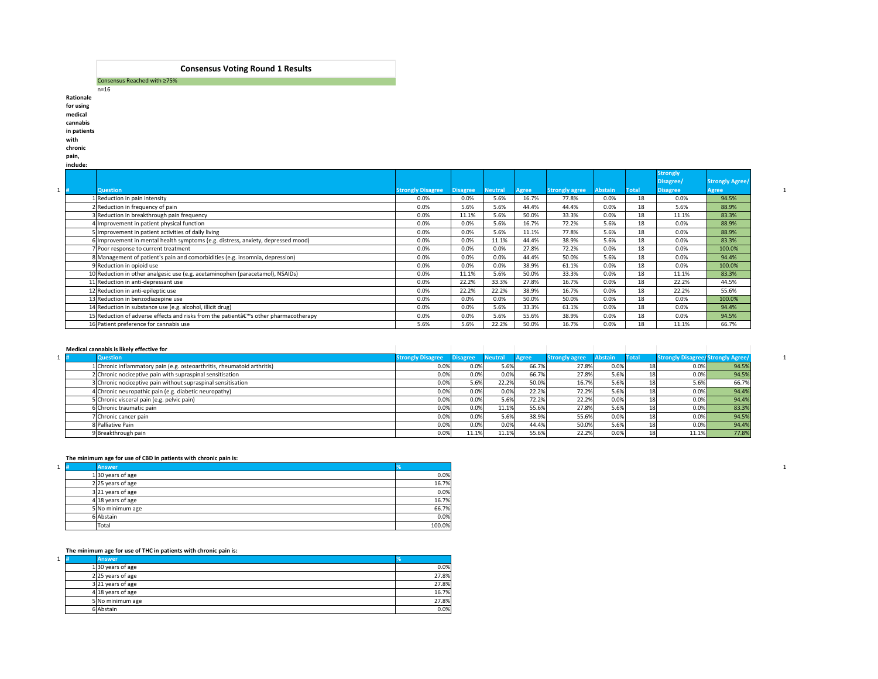# Consensus Voting Round 1 Results

Consensus Reached with ≥75%

n=16

**Rationale for using medical cannabis in patients with chronic pain, include:**

| # | Question | Strongly Disagree | Disagree | Neutral | Agree | Strongly agree | Abstain | Total | Strongly Disagree/ Disagree | Strongly Agree/ Agree |
|---|---|---|---|---|---|---|---|---|---|---|
| 1 | Reduction in pain intensity | 0.0% | 0.0% | 5.6% | 16.7% | 77.8% | 0.0% | 18 | 0.0% | 94.5% |
| 2 | Reduction in frequency of pain | 0.0% | 5.6% | 5.6% | 44.4% | 44.4% | 0.0% | 18 | 5.6% | 88.9% |
| 3 | Reduction in breakthrough pain frequency | 0.0% | 11.1% | 5.6% | 50.0% | 33.3% | 0.0% | 18 | 11.1% | 83.3% |
| 4 | Improvement in patient physical function | 0.0% | 0.0% | 5.6% | 16.7% | 72.2% | 5.6% | 18 | 0.0% | 88.9% |
| 5 | Improvement in patient activities of daily living | 0.0% | 0.0% | 5.6% | 11.1% | 77.8% | 5.6% | 18 | 0.0% | 88.9% |
| 6 | Improvement in mental health symptoms (e.g. distress, anxiety, depressed mood) | 0.0% | 0.0% | 11.1% | 44.4% | 38.9% | 5.6% | 18 | 0.0% | 83.3% |
| 7 | Poor response to current treatment | 0.0% | 0.0% | 0.0% | 27.8% | 72.2% | 0.0% | 18 | 0.0% | 100.0% |
| 8 | Management of patient's pain and comorbidities (e.g. insomnia, depression) | 0.0% | 0.0% | 0.0% | 44.4% | 50.0% | 5.6% | 18 | 0.0% | 94.4% |
| 9 | Reduction in opioid use | 0.0% | 0.0% | 0.0% | 38.9% | 61.1% | 0.0% | 18 | 0.0% | 100.0% |
| 10 | Reduction in other analgesic use (e.g. acetaminophen (paracetamol), NSAIDs) | 0.0% | 11.1% | 5.6% | 50.0% | 33.3% | 0.0% | 18 | 11.1% | 83.3% |
| 11 | Reduction in anti-depressant use | 0.0% | 22.2% | 33.3% | 27.8% | 16.7% | 0.0% | 18 | 22.2% | 44.5% |
| 12 | Reduction in anti-epileptic use | 0.0% | 22.2% | 22.2% | 38.9% | 16.7% | 0.0% | 18 | 22.2% | 55.6% |
| 13 | Reduction in benzodiazepine use | 0.0% | 0.0% | 0.0% | 50.0% | 50.0% | 0.0% | 18 | 0.0% | 100.0% |
| 14 | Reduction in substance use (e.g. alcohol, illicit drug) | 0.0% | 0.0% | 5.6% | 33.3% | 61.1% | 0.0% | 18 | 0.0% | 94.4% |
| 15 | Reduction of adverse effects and risks from the patientâ€™s other pharmacotherapy | 0.0% | 0.0% | 5.6% | 55.6% | 38.9% | 0.0% | 18 | 0.0% | 94.5% |
| 16 | Patient preference for cannabis use | 5.6% | 5.6% | 22.2% | 50.0% | 16.7% | 0.0% | 18 | 11.1% | 66.7% |

**Medical cannabis is likely effective for**

| # | Question | Strongly Disagree | Disagree | Neutral | Agree | Strongly agree | Abstain | Total | Strongly Disagree/ | Strongly Agree/ |
|---|---|---|---|---|---|---|---|---|---|---|
| 1 | Chronic inflammatory pain (e.g. osteoarthritis, rheumatoid arthritis) | 0.0% | 0.0% | 5.6% | 66.7% | 27.8% | 0.0% | 18 | 0.0% | 94.5% |
| 2 | Chronic nociceptive pain with supraspinal sensitisation | 0.0% | 0.0% | 0.0% | 66.7% | 27.8% | 5.6% | 18 | 0.0% | 94.5% |
| 3 | Chronic nociceptive pain without supraspinal sensitisation | 0.0% | 5.6% | 22.2% | 50.0% | 16.7% | 5.6% | 18 | 5.6% | 66.7% |
| 4 | Chronic neuropathic pain (e.g. diabetic neuropathy) | 0.0% | 0.0% | 0.0% | 22.2% | 72.2% | 5.6% | 18 | 0.0% | 94.4% |
| 5 | Chronic visceral pain (e.g. pelvic pain) | 0.0% | 0.0% | 5.6% | 72.2% | 22.2% | 0.0% | 18 | 0.0% | 94.4% |
| 6 | Chronic traumatic pain | 0.0% | 0.0% | 11.1% | 55.6% | 27.8% | 5.6% | 18 | 0.0% | 83.3% |
| 7 | Chronic cancer pain | 0.0% | 0.0% | 5.6% | 38.9% | 55.6% | 0.0% | 18 | 0.0% | 94.5% |
| 8 | Palliative Pain | 0.0% | 0.0% | 0.0% | 44.4% | 50.0% | 5.6% | 18 | 0.0% | 94.4% |
| 9 | Breakthrough pain | 0.0% | 11.1% | 11.1% | 55.6% | 22.2% | 0.0% | 18 | 11.1% | 77.8% |

**The minimum age for use of CBD in patients with chronic pain is:**

| # | Answer | % |
|---|---|---|
| 1 | 30 years of age | 0.0% |
| 2 | 25 years of age | 16.7% |
| 3 | 21 years of age | 0.0% |
| 4 | 18 years of age | 16.7% |
| 5 | No minimum age | 66.7% |
| 6 | Abstain | 0.0% |
| | Total | 100.0% |

**The minimum age for use of THC in patients with chronic pain is:**

| # | Answer | % |
|---|---|---|
| 1 | 30 years of age | 0.0% |
| 2 | 25 years of age | 27.8% |
| 3 | 21 years of age | 27.8% |
| 4 | 18 years of age | 16.7% |
| 5 | No minimum age | 27.8% |
| 6 | Abstain | 0.0% |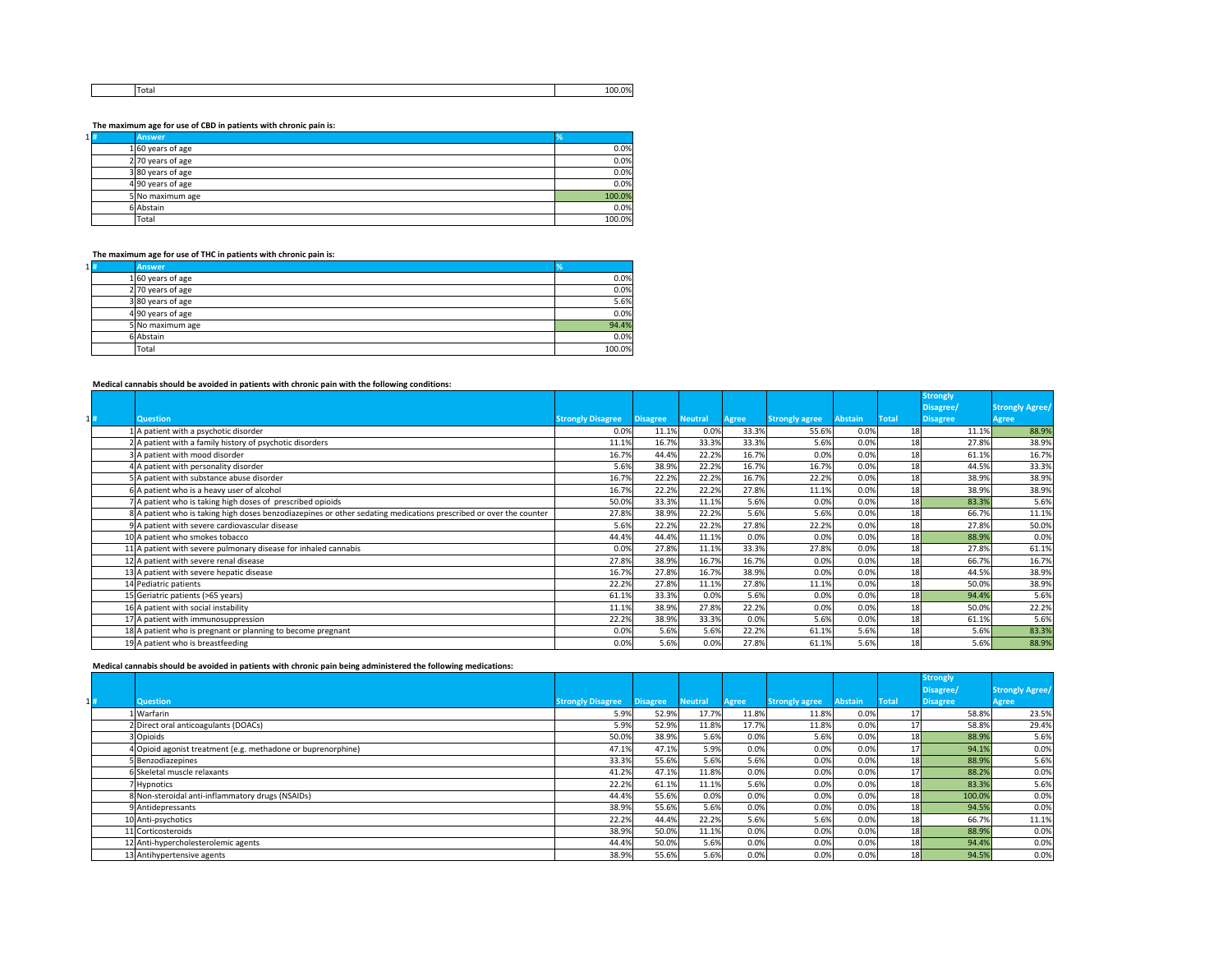| | Total | 100.0% |
|---|---|---|

**The maximum age for use of CBD in patients with chronic pain is:**

| # | Answer | % |
|---|---|---|
| 1 | 60 years of age | 0.0% |
| 2 | 70 years of age | 0.0% |
| 3 | 80 years of age | 0.0% |
| 4 | 90 years of age | 0.0% |
| 5 | No maximum age | 100.0% |
| 6 | Abstain | 0.0% |
| | Total | 100.0% |

**The maximum age for use of THC in patients with chronic pain is:**

| # | Answer | % |
|---|---|---|
| 1 | 60 years of age | 0.0% |
| 2 | 70 years of age | 0.0% |
| 3 | 80 years of age | 5.6% |
| 4 | 90 years of age | 0.0% |
| 5 | No maximum age | 94.4% |
| 6 | Abstain | 0.0% |
| | Total | 100.0% |

**Medical cannabis should be avoided in patients with chronic pain with the following conditions:**

| # | Question | Strongly Disagree | Disagree | Neutral | Agree | Strongly agree | Abstain | Total | Strongly Disagree/ Disagree | Strongly Agree/ Agree |
|---|---|---|---|---|---|---|---|---|---|---|
| 1 | A patient with a psychotic disorder | 0.0% | 11.1% | 0.0% | 33.3% | 55.6% | 0.0% | 18 | 11.1% | 88.9% |
| 2 | A patient with a family history of psychotic disorders | 11.1% | 16.7% | 33.3% | 33.3% | 5.6% | 0.0% | 18 | 27.8% | 38.9% |
| 3 | A patient with mood disorder | 16.7% | 44.4% | 22.2% | 16.7% | 0.0% | 0.0% | 18 | 61.1% | 16.7% |
| 4 | A patient with personality disorder | 5.6% | 38.9% | 22.2% | 16.7% | 16.7% | 0.0% | 18 | 44.5% | 33.3% |
| 5 | A patient with substance abuse disorder | 16.7% | 22.2% | 22.2% | 16.7% | 22.2% | 0.0% | 18 | 38.9% | 38.9% |
| 6 | A patient who is a heavy user of alcohol | 16.7% | 22.2% | 22.2% | 27.8% | 11.1% | 0.0% | 18 | 38.9% | 38.9% |
| 7 | A patient who is taking high doses of prescribed opioids | 50.0% | 33.3% | 11.1% | 5.6% | 0.0% | 0.0% | 18 | 83.3% | 5.6% |
| 8 | A patient who is taking high doses benzodiazepines or other sedating medications prescribed or over the counter | 27.8% | 38.9% | 22.2% | 5.6% | 5.6% | 0.0% | 18 | 66.7% | 11.1% |
| 9 | A patient with severe cardiovascular disease | 5.6% | 22.2% | 22.2% | 27.8% | 22.2% | 0.0% | 18 | 27.8% | 50.0% |
| 10 | A patient who smokes tobacco | 44.4% | 44.4% | 11.1% | 0.0% | 0.0% | 0.0% | 18 | 88.9% | 0.0% |
| 11 | A patient with severe pulmonary disease for inhaled cannabis | 0.0% | 27.8% | 11.1% | 33.3% | 27.8% | 0.0% | 18 | 27.8% | 61.1% |
| 12 | A patient with severe renal disease | 27.8% | 38.9% | 16.7% | 16.7% | 0.0% | 0.0% | 18 | 66.7% | 16.7% |
| 13 | A patient with severe hepatic disease | 16.7% | 27.8% | 16.7% | 38.9% | 0.0% | 0.0% | 18 | 44.5% | 38.9% |
| 14 | Pediatric patients | 22.2% | 27.8% | 11.1% | 27.8% | 11.1% | 0.0% | 18 | 50.0% | 38.9% |
| 15 | Geriatric patients (>65 years) | 61.1% | 33.3% | 0.0% | 5.6% | 0.0% | 0.0% | 18 | 94.4% | 5.6% |
| 16 | A patient with social instability | 11.1% | 38.9% | 27.8% | 22.2% | 0.0% | 0.0% | 18 | 50.0% | 22.2% |
| 17 | A patient with immunosuppression | 22.2% | 38.9% | 33.3% | 0.0% | 5.6% | 0.0% | 18 | 61.1% | 5.6% |
| 18 | A patient who is pregnant or planning to become pregnant | 0.0% | 5.6% | 5.6% | 22.2% | 61.1% | 5.6% | 18 | 5.6% | 83.3% |
| 19 | A patient who is breastfeeding | 0.0% | 5.6% | 0.0% | 27.8% | 61.1% | 5.6% | 18 | 5.6% | 88.9% |

**Medical cannabis should be avoided in patients with chronic pain being administered the following medications:**

| # | Question | Strongly Disagree | Disagree | Neutral | Agree | Strongly agree | Abstain | Total | Strongly Disagree/ Disagree | Strongly Agree/ Agree |
|---|---|---|---|---|---|---|---|---|---|---|
| 1 | Warfarin | 5.9% | 52.9% | 17.7% | 11.8% | 11.8% | 0.0% | 17 | 58.8% | 23.5% |
| 2 | Direct oral anticoagulants (DOACs) | 5.9% | 52.9% | 11.8% | 17.7% | 11.8% | 0.0% | 17 | 58.8% | 29.4% |
| 3 | Opioids | 50.0% | 38.9% | 5.6% | 0.0% | 5.6% | 0.0% | 18 | 88.9% | 5.6% |
| 4 | Opioid agonist treatment (e.g. methadone or buprenorphine) | 47.1% | 47.1% | 5.9% | 0.0% | 0.0% | 0.0% | 17 | 94.1% | 0.0% |
| 5 | Benzodiazepines | 33.3% | 55.6% | 5.6% | 5.6% | 0.0% | 0.0% | 18 | 88.9% | 5.6% |
| 6 | Skeletal muscle relaxants | 41.2% | 47.1% | 11.8% | 0.0% | 0.0% | 0.0% | 17 | 88.2% | 0.0% |
| 7 | Hypnotics | 22.2% | 61.1% | 11.1% | 5.6% | 0.0% | 0.0% | 18 | 83.3% | 5.6% |
| 8 | Non-steroidal anti-inflammatory drugs (NSAIDs) | 44.4% | 55.6% | 0.0% | 0.0% | 0.0% | 0.0% | 18 | 100.0% | 0.0% |
| 9 | Antidepressants | 38.9% | 55.6% | 5.6% | 0.0% | 0.0% | 0.0% | 18 | 94.5% | 0.0% |
| 10 | Anti-psychotics | 22.2% | 44.4% | 22.2% | 5.6% | 5.6% | 0.0% | 18 | 66.7% | 11.1% |
| 11 | Corticosteroids | 38.9% | 50.0% | 11.1% | 0.0% | 0.0% | 0.0% | 18 | 88.9% | 0.0% |
| 12 | Anti-hypercholesterolemic agents | 44.4% | 50.0% | 5.6% | 0.0% | 0.0% | 0.0% | 18 | 94.4% | 0.0% |
| 13 | Antihypertensive agents | 38.9% | 55.6% | 5.6% | 0.0% | 0.0% | 0.0% | 18 | 94.5% | 0.0% |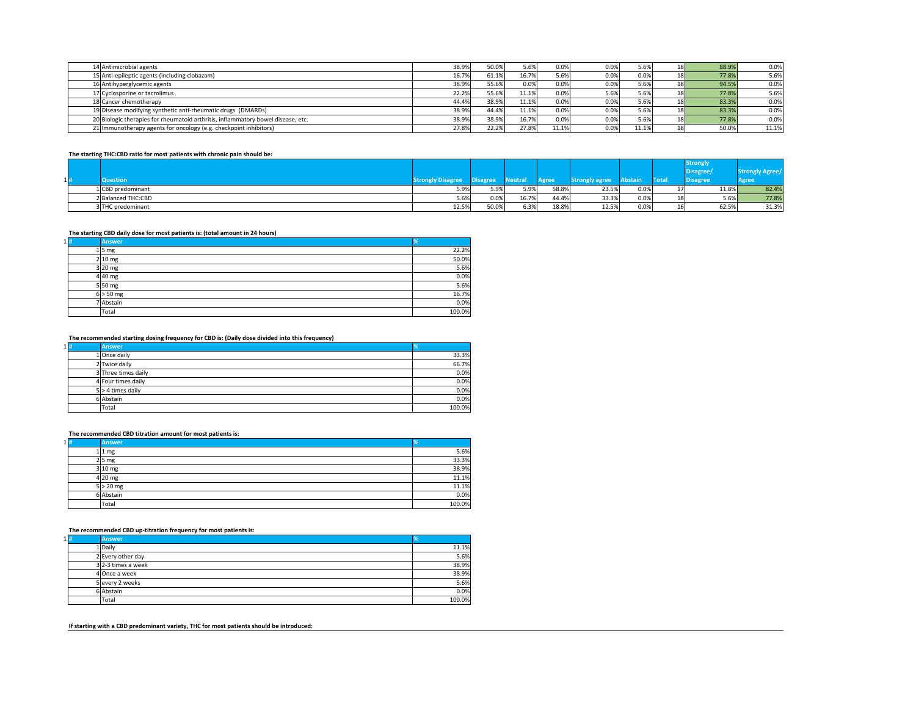| # | Question | Strongly Disagree | Disagree | Neutral | Agree | Strongly agree | Abstain | Total | Strongly Disagree/ Disagree | Strongly Agree/ Agree |
|---|---|---|---|---|---|---|---|---|---|---|
| 14 | Antimicrobial agents | 38.9% | 50.0% | 5.6% | 0.0% | 0.0% | 5.6% | 18 | 88.9% | 0.0% |
| 15 | Anti-epileptic agents (including clobazam) | 16.7% | 61.1% | 16.7% | 5.6% | 0.0% | 0.0% | 18 | 77.8% | 5.6% |
| 16 | Antihyperglycemic agents | 38.9% | 55.6% | 0.0% | 0.0% | 0.0% | 5.6% | 18 | 94.5% | 0.0% |
| 17 | Cyclosporine or tacrolimus | 22.2% | 55.6% | 11.1% | 0.0% | 5.6% | 5.6% | 18 | 77.8% | 5.6% |
| 18 | Cancer chemotherapy | 44.4% | 38.9% | 11.1% | 0.0% | 0.0% | 5.6% | 18 | 83.3% | 0.0% |
| 19 | Disease modifying synthetic anti-rheumatic drugs (DMARDs) | 38.9% | 44.4% | 11.1% | 0.0% | 0.0% | 5.6% | 18 | 83.3% | 0.0% |
| 20 | Biologic therapies for rheumatoid arthritis, inflammatory bowel disease, etc. | 38.9% | 38.9% | 16.7% | 0.0% | 0.0% | 5.6% | 18 | 77.8% | 0.0% |
| 21 | Immunotherapy agents for oncology (e.g. checkpoint inhibitors) | 27.8% | 22.2% | 27.8% | 11.1% | 0.0% | 11.1% | 18 | 50.0% | 11.1% |

**The starting THC:CBD ratio for most patients with chronic pain should be:**

| # | Question | Strongly Disagree | Disagree | Neutral | Agree | Strongly agree | Abstain | Total | Strongly Disagree/ Disagree | Strongly Agree/ Agree |
|---|---|---|---|---|---|---|---|---|---|---|
| 1 | CBD predominant | 5.9% | 5.9% | 5.9% | 58.8% | 23.5% | 0.0% | 17 | 11.8% | 82.4% |
| 2 | Balanced THC:CBD | 5.6% | 0.0% | 16.7% | 44.4% | 33.3% | 0.0% | 18 | 5.6% | 77.8% |
| 3 | THC predominant | 12.5% | 50.0% | 6.3% | 18.8% | 12.5% | 0.0% | 16 | 62.5% | 31.3% |

**The starting CBD daily dose for most patients is: (total amount in 24 hours)**

| # | Answer | % |
|---|---|---|
| 1 | 5 mg | 22.2% |
| 2 | 10 mg | 50.0% |
| 3 | 20 mg | 5.6% |
| 4 | 40 mg | 0.0% |
| 5 | 50 mg | 5.6% |
| 6 | > 50 mg | 16.7% |
| 7 | Abstain | 0.0% |
| | Total | 100.0% |

**The recommended starting dosing frequency for CBD is: (Daily dose divided into this frequency)**

| # | Answer | % |
|---|---|---|
| 1 | Once daily | 33.3% |
| 2 | Twice daily | 66.7% |
| 3 | Three times daily | 0.0% |
| 4 | Four times daily | 0.0% |
| 5 | > 4 times daily | 0.0% |
| 6 | Abstain | 0.0% |
| | Total | 100.0% |

**The recommended CBD titration amount for most patients is:**

| # | Answer | % |
|---|---|---|
| 1 | 1 mg | 5.6% |
| 2 | 5 mg | 33.3% |
| 3 | 10 mg | 38.9% |
| 4 | 20 mg | 11.1% |
| 5 | > 20 mg | 11.1% |
| 6 | Abstain | 0.0% |
| | Total | 100.0% |

**The recommended CBD up-titration frequency for most patients is:**

| # | Answer | % |
|---|---|---|
| 1 | Daily | 11.1% |
| 2 | Every other day | 5.6% |
| 3 | 2-3 times a week | 38.9% |
| 4 | Once a week | 38.9% |
| 5 | every 2 weeks | 5.6% |
| 6 | Abstain | 0.0% |
| | Total | 100.0% |

**If starting with a CBD predominant variety, THC for most patients should be introduced:**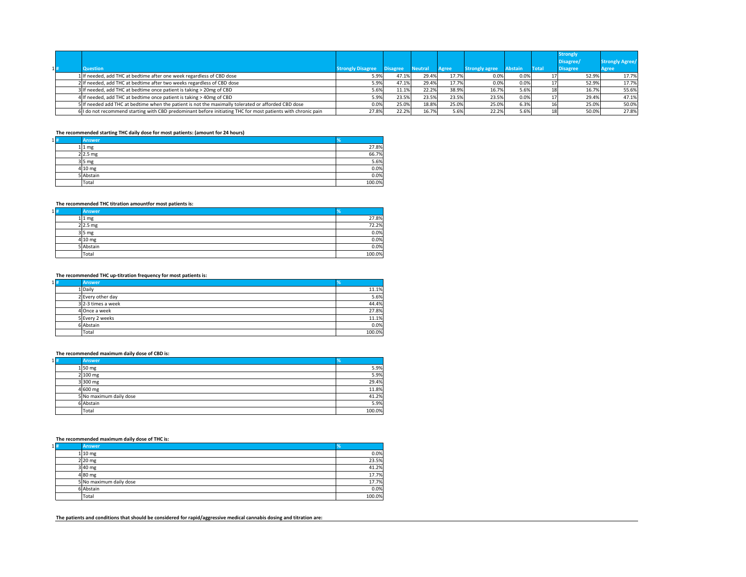| # | Question | Strongly Disagree | Disagree | Neutral | Agree | Strongly agree | Abstain | Total | Strongly Disagree/ Disagree | Strongly Agree/ Agree |
|---|---|---|---|---|---|---|---|---|---|---|
| 1 | If needed, add THC at bedtime after one week regardless of CBD dose | 5.9% | 47.1% | 29.4% | 17.7% | 0.0% | 0.0% | 17 | 52.9% | 17.7% |
| 2 | If needed, add THC at bedtime after two weeks regardless of CBD dose | 5.9% | 47.1% | 29.4% | 17.7% | 0.0% | 0.0% | 17 | 52.9% | 17.7% |
| 3 | If needed, add THC at bedtime once patient is taking > 20mg of CBD | 5.6% | 11.1% | 22.2% | 38.9% | 16.7% | 5.6% | 18 | 16.7% | 55.6% |
| 4 | If needed, add THC at bedtime once patient is taking > 40mg of CBD | 5.9% | 23.5% | 23.5% | 23.5% | 23.5% | 0.0% | 17 | 29.4% | 47.1% |
| 5 | If needed add THC at bedtime when the patient is not the maximally tolerated or afforded CBD dose | 0.0% | 25.0% | 18.8% | 25.0% | 25.0% | 6.3% | 16 | 25.0% | 50.0% |
| 6 | I do not recommend starting with CBD predominant before initiating THC for most patients with chronic pain | 27.8% | 22.2% | 16.7% | 5.6% | 22.2% | 5.6% | 18 | 50.0% | 27.8% |

**The recommended starting THC daily dose for most patients: (amount for 24 hours)**

| # | Answer | % |
|---|---|---|
| 1 | 1 mg | 27.8% |
| 2 | 2.5 mg | 66.7% |
| 3 | 5 mg | 5.6% |
| 4 | 10 mg | 0.0% |
| 5 | Abstain | 0.0% |
| | Total | 100.0% |

**The recommended THC titration amountfor most patients is:**

| # | Answer | % |
|---|---|---|
| 1 | 1 mg | 27.8% |
| 2 | 2.5 mg | 72.2% |
| 3 | 5 mg | 0.0% |
| 4 | 10 mg | 0.0% |
| 5 | Abstain | 0.0% |
| | Total | 100.0% |

**The recommended THC up-titration frequency for most patients is:**

| # | Answer | % |
|---|---|---|
| 1 | Daily | 11.1% |
| 2 | Every other day | 5.6% |
| 3 | 2-3 times a week | 44.4% |
| 4 | Once a week | 27.8% |
| 5 | Every 2 weeks | 11.1% |
| 6 | Abstain | 0.0% |
| | Total | 100.0% |

**The recommended maximum daily dose of CBD is:**

| # | Answer | % |
|---|---|---|
| 1 | 50 mg | 5.9% |
| 2 | 100 mg | 5.9% |
| 3 | 300 mg | 29.4% |
| 4 | 600 mg | 11.8% |
| 5 | No maximum daily dose | 41.2% |
| 6 | Abstain | 5.9% |
| | Total | 100.0% |

**The recommended maximum daily dose of THC is:**

| # | Answer | % |
|---|---|---|
| 1 | 10 mg | 0.0% |
| 2 | 20 mg | 23.5% |
| 3 | 40 mg | 41.2% |
| 4 | 80 mg | 17.7% |
| 5 | No maximum daily dose | 17.7% |
| 6 | Abstain | 0.0% |
| | Total | 100.0% |

**The patients and conditions that should be considered for rapid/aggressive medical cannabis dosing and titration are:**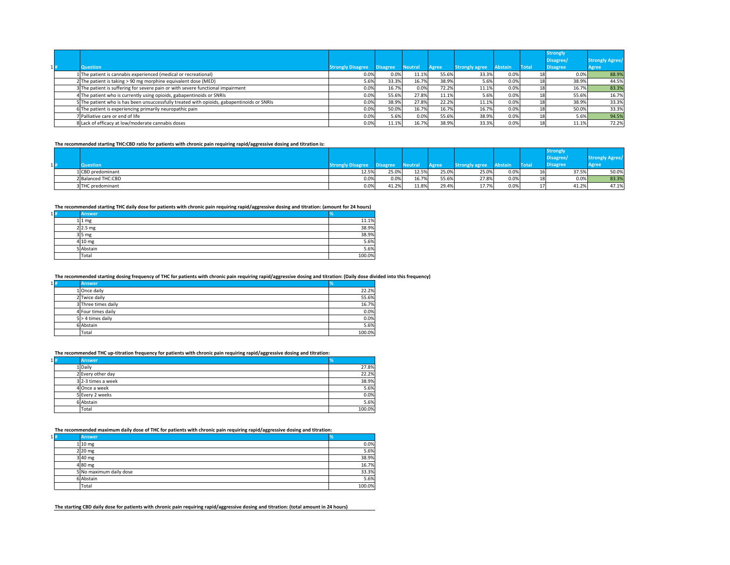| # | Question | Strongly Disagree | Disagree | Neutral | Agree | Strongly agree | Abstain | Total | Strongly Disagree/ Disagree | Strongly Agree/ Agree |
|---|---|---|---|---|---|---|---|---|---|---|
| 1 | The patient is cannabis experienced (medical or recreational) | 0.0% | 0.0% | 11.1% | 55.6% | 33.3% | 0.0% | 18 | 0.0% | 88.9% |
| 2 | The patient is taking > 90 mg morphine equivalent dose (MED) | 5.6% | 33.3% | 16.7% | 38.9% | 5.6% | 0.0% | 18 | 38.9% | 44.5% |
| 3 | The patient is suffering for severe pain or with severe functional impairment | 0.0% | 16.7% | 0.0% | 72.2% | 11.1% | 0.0% | 18 | 16.7% | 83.3% |
| 4 | The patient who is currently using opioids, gabapentinoids or SNRIs | 0.0% | 55.6% | 27.8% | 11.1% | 5.6% | 0.0% | 18 | 55.6% | 16.7% |
| 5 | The patient who is has been unsuccessfully treated with opioids, gabapentinoids or SNRIs | 0.0% | 38.9% | 27.8% | 22.2% | 11.1% | 0.0% | 18 | 38.9% | 33.3% |
| 6 | The patient is experiencing primarily neuropathic pain | 0.0% | 50.0% | 16.7% | 16.7% | 16.7% | 0.0% | 18 | 50.0% | 33.3% |
| 7 | Palliative care or end of life | 0.0% | 5.6% | 0.0% | 55.6% | 38.9% | 0.0% | 18 | 5.6% | 94.5% |
| 8 | Lack of efficacy at low/moderate cannabis doses | 0.0% | 11.1% | 16.7% | 38.9% | 33.3% | 0.0% | 18 | 11.1% | 72.2% |

**The recommended starting THC:CBD ratio for patients with chronic pain requiring rapid/aggressive dosing and titration is:**

| # | Question | Strongly Disagree | Disagree | Neutral | Agree | Strongly agree | Abstain | Total | Strongly Disagree/ Disagree | Strongly Agree/ Agree |
|---|---|---|---|---|---|---|---|---|---|---|
| 1 | CBD predominant | 12.5% | 25.0% | 12.5% | 25.0% | 25.0% | 0.0% | 16 | 37.5% | 50.0% |
| 2 | Balanced THC:CBD | 0.0% | 0.0% | 16.7% | 55.6% | 27.8% | 0.0% | 18 | 0.0% | 83.3% |
| 3 | THC predominant | 0.0% | 41.2% | 11.8% | 29.4% | 17.7% | 0.0% | 17 | 41.2% | 47.1% |

**The recommended starting THC daily dose for patients with chronic pain requiring rapid/aggressive dosing and titration: (amount for 24 hours)**

| # | Answer | % |
|---|---|---|
| 1 | 1 mg | 11.1% |
| 2 | 2.5 mg | 38.9% |
| 3 | 5 mg | 38.9% |
| 4 | 10 mg | 5.6% |
| 5 | Abstain | 5.6% |
| | Total | 100.0% |

**The recommended starting dosing frequency of THC for patients with chronic pain requiring rapid/aggressive dosing and titration: (Daily dose divided into this frequency)**

| # | Answer | % |
|---|---|---|
| 1 | Once daily | 22.2% |
| 2 | Twice daily | 55.6% |
| 3 | Three times daily | 16.7% |
| 4 | Four times daily | 0.0% |
| 5 | > 4 times daily | 0.0% |
| 6 | Abstain | 5.6% |
| | Total | 100.0% |

**The recommended THC up-titration frequency for patients with chronic pain requiring rapid/aggressive dosing and titration:**

| # | Answer | % |
|---|---|---|
| 1 | Daily | 27.8% |
| 2 | Every other day | 22.2% |
| 3 | 2-3 times a week | 38.9% |
| 4 | Once a week | 5.6% |
| 5 | Every 2 weeks | 0.0% |
| 6 | Abstain | 5.6% |
| | Total | 100.0% |

**The recommended maximum daily dose of THC for patients with chronic pain requiring rapid/aggressive dosing and titration:**

| # | Answer | % |
|---|---|---|
| 1 | 10 mg | 0.0% |
| 2 | 20 mg | 5.6% |
| 3 | 40 mg | 38.9% |
| 4 | 80 mg | 16.7% |
| 5 | No maximum daily dose | 33.3% |
| 6 | Abstain | 5.6% |
| | Total | 100.0% |

**The starting CBD daily dose for patients with chronic pain requiring rapid/aggressive dosing and titration: (total amount in 24 hours)**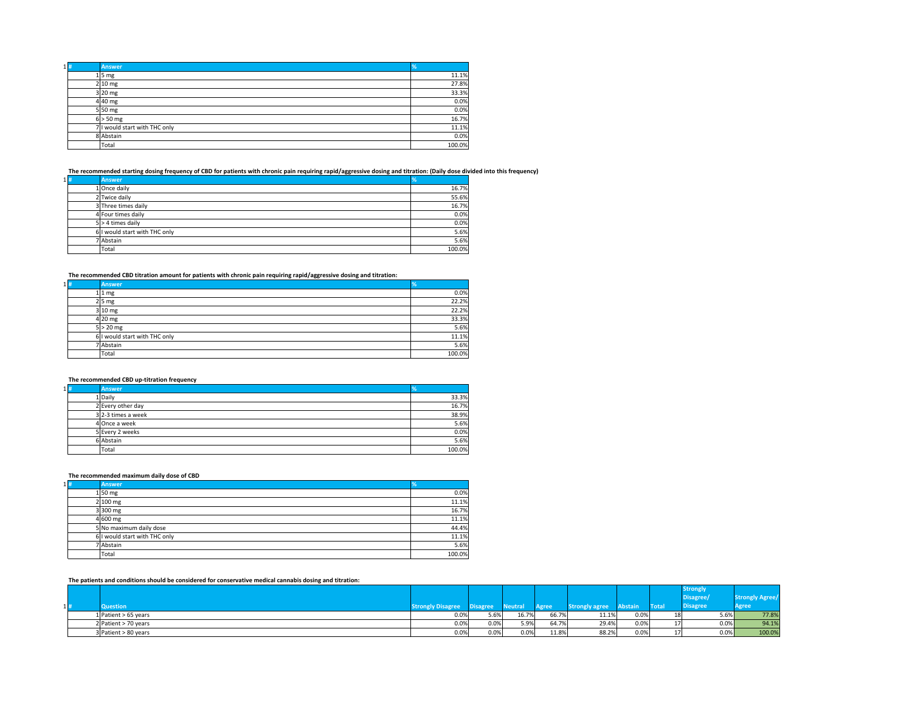| 1 # | Answer | % |
|---|---|---|
| 1 | 5 mg | 11.1% |
| 2 | 10 mg | 27.8% |
| 3 | 20 mg | 33.3% |
| 4 | 40 mg | 0.0% |
| 5 | 50 mg | 0.0% |
| 6 | > 50 mg | 16.7% |
| 7 | I would start with THC only | 11.1% |
| 8 | Abstain | 0.0% |
| | Total | 100.0% |

**The recommended starting dosing frequency of CBD for patients with chronic pain requiring rapid/aggressive dosing and titration: (Daily dose divided into this frequency)**

| 1 # | Answer | % |
|---|---|---|
| 1 | Once daily | 16.7% |
| 2 | Twice daily | 55.6% |
| 3 | Three times daily | 16.7% |
| 4 | Four times daily | 0.0% |
| 5 | > 4 times daily | 0.0% |
| 6 | I would start with THC only | 5.6% |
| 7 | Abstain | 5.6% |
| | Total | 100.0% |

**The recommended CBD titration amount for patients with chronic pain requiring rapid/aggressive dosing and titration:**

| 1 # | Answer | % |
|---|---|---|
| 1 | 1 mg | 0.0% |
| 2 | 5 mg | 22.2% |
| 3 | 10 mg | 22.2% |
| 4 | 20 mg | 33.3% |
| 5 | > 20 mg | 5.6% |
| 6 | I would start with THC only | 11.1% |
| 7 | Abstain | 5.6% |
| | Total | 100.0% |

**The recommended CBD up-titration frequency**

| 1 # | Answer | % |
|---|---|---|
| 1 | Daily | 33.3% |
| 2 | Every other day | 16.7% |
| 3 | 2-3 times a week | 38.9% |
| 4 | Once a week | 5.6% |
| 5 | Every 2 weeks | 0.0% |
| 6 | Abstain | 5.6% |
| | Total | 100.0% |

**The recommended maximum daily dose of CBD**

| 1 # | Answer | % |
|---|---|---|
| 1 | 50 mg | 0.0% |
| 2 | 100 mg | 11.1% |
| 3 | 300 mg | 16.7% |
| 4 | 600 mg | 11.1% |
| 5 | No maximum daily dose | 44.4% |
| 6 | I would start with THC only | 11.1% |
| 7 | Abstain | 5.6% |
| | Total | 100.0% |

**The patients and conditions should be considered for conservative medical cannabis dosing and titration:**

| 1 # | Question | Strongly Disagree | Disagree | Neutral | Agree | Strongly agree | Abstain | Total | Strongly Disagree/ Disagree | Strongly Agree/ Agree |
|---|---|---|---|---|---|---|---|---|---|---|
| 1 | Patient > 65 years | 0.0% | 5.6% | 16.7% | 66.7% | 11.1% | 0.0% | 18 | 5.6% | 77.8% |
| 2 | Patient > 70 years | 0.0% | 0.0% | 5.9% | 64.7% | 29.4% | 0.0% | 17 | 0.0% | 94.1% |
| 3 | Patient > 80 years | 0.0% | 0.0% | 0.0% | 11.8% | 88.2% | 0.0% | 17 | 0.0% | 100.0% |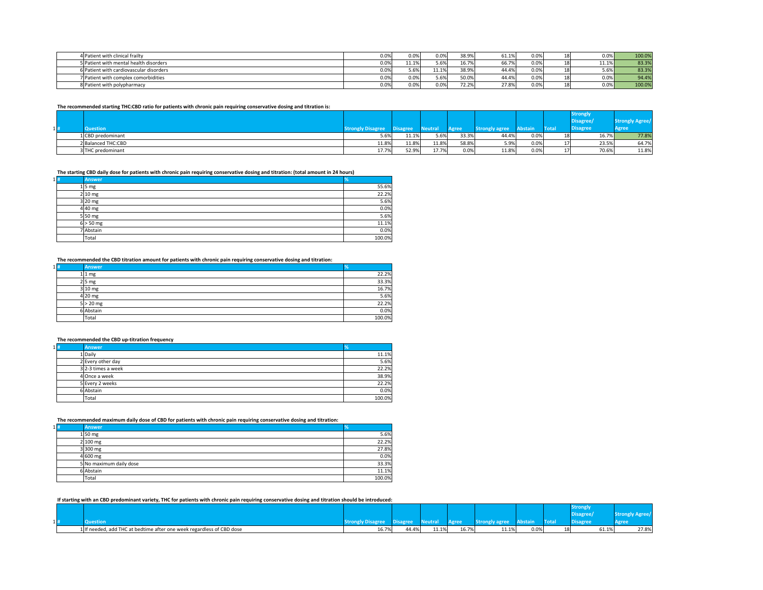| # | Question | Strongly Disagree | Disagree | Neutral | Agree | Strongly agree | Abstain | Total | Strongly Disagree/ Disagree | Strongly Agree/ Agree |
|---|---|---|---|---|---|---|---|---|---|---|
| 4 | Patient with clinical frailty | 0.0% | 0.0% | 0.0% | 38.9% | 61.1% | 0.0% | 18 | 0.0% | 100.0% |
| 5 | Patient with mental health disorders | 0.0% | 11.1% | 5.6% | 16.7% | 66.7% | 0.0% | 18 | 11.1% | 83.3% |
| 6 | Patient with cardiovascular disorders | 0.0% | 5.6% | 11.1% | 38.9% | 44.4% | 0.0% | 18 | 5.6% | 83.3% |
| 7 | Patient with complex comorbidities | 0.0% | 0.0% | 5.6% | 50.0% | 44.4% | 0.0% | 18 | 0.0% | 94.4% |
| 8 | Patient with polypharmacy | 0.0% | 0.0% | 0.0% | 72.2% | 27.8% | 0.0% | 18 | 0.0% | 100.0% |

**The recommended starting THC:CBD ratio for patients with chronic pain requiring conservative dosing and titration is:**

| # | Question | Strongly Disagree | Disagree | Neutral | Agree | Strongly agree | Abstain | Total | Strongly Disagree/ Disagree | Strongly Agree/ Agree |
|---|---|---|---|---|---|---|---|---|---|---|
| 1 | CBD predominant | 5.6% | 11.1% | 5.6% | 33.3% | 44.4% | 0.0% | 18 | 16.7% | 77.8% |
| 2 | Balanced THC:CBD | 11.8% | 11.8% | 11.8% | 58.8% | 5.9% | 0.0% | 17 | 23.5% | 64.7% |
| 3 | THC predominant | 17.7% | 52.9% | 17.7% | 0.0% | 11.8% | 0.0% | 17 | 70.6% | 11.8% |

**The starting CBD daily dose for patients with chronic pain requiring conservative dosing and titration: (total amount in 24 hours)**

| # | Answer | % |
|---|---|---|
| 1 | 5 mg | 55.6% |
| 2 | 10 mg | 22.2% |
| 3 | 20 mg | 5.6% |
| 4 | 40 mg | 0.0% |
| 5 | 50 mg | 5.6% |
| 6 | > 50 mg | 11.1% |
| 7 | Abstain | 0.0% |
| | Total | 100.0% |

**The recommended the CBD titration amount for patients with chronic pain requiring conservative dosing and titration:**

| # | Answer | % |
|---|---|---|
| 1 | 1 mg | 22.2% |
| 2 | 5 mg | 33.3% |
| 3 | 10 mg | 16.7% |
| 4 | 20 mg | 5.6% |
| 5 | > 20 mg | 22.2% |
| 6 | Abstain | 0.0% |
| | Total | 100.0% |

**The recommended the CBD up-titration frequency**

| # | Answer | % |
|---|---|---|
| 1 | Daily | 11.1% |
| 2 | Every other day | 5.6% |
| 3 | 2-3 times a week | 22.2% |
| 4 | Once a week | 38.9% |
| 5 | Every 2 weeks | 22.2% |
| 6 | Abstain | 0.0% |
| | Total | 100.0% |

**The recommended maximum daily dose of CBD for patients with chronic pain requiring conservative dosing and titration:**

| # | Answer | % |
|---|---|---|
| 1 | 50 mg | 5.6% |
| 2 | 100 mg | 22.2% |
| 3 | 300 mg | 27.8% |
| 4 | 600 mg | 0.0% |
| 5 | No maximum daily dose | 33.3% |
| 6 | Abstain | 11.1% |
| | Total | 100.0% |

**If starting with an CBD predominant variety, THC for patients with chronic pain requiring conservative dosing and titration should be introduced:**

| # | Question | Strongly Disagree | Disagree | Neutral | Agree | Strongly agree | Abstain | Total | Strongly Disagree/ Disagree | Strongly Agree/ Agree |
|---|---|---|---|---|---|---|---|---|---|---|
| 1 | If needed, add THC at bedtime after one week regardless of CBD dose | 16.7% | 44.4% | 11.1% | 16.7% | 11.1% | 0.0% | 18 | 61.1% | 27.8% |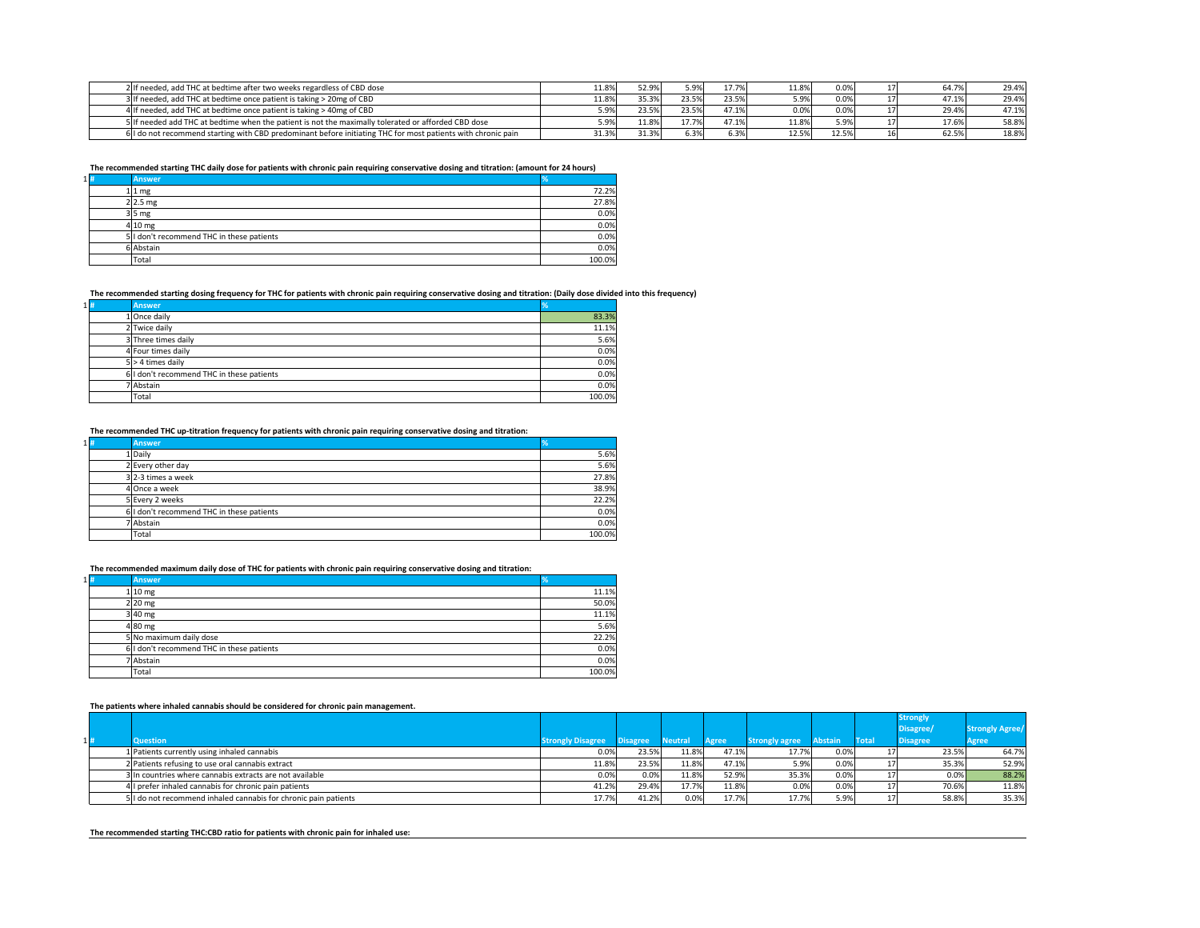| # | Question | Strongly Disagree | Disagree | Neutral | Agree | Strongly agree | Abstain | Total | Strongly Disagree/ Disagree | Strongly Agree/ Agree |
|---|---|---|---|---|---|---|---|---|---|---|
| 2 | If needed, add THC at bedtime after two weeks regardless of CBD dose | 11.8% | 52.9% | 5.9% | 17.7% | 11.8% | 0.0% | 17 | 64.7% | 29.4% |
| 3 | If needed, add THC at bedtime once patient is taking > 20mg of CBD | 11.8% | 35.3% | 23.5% | 23.5% | 5.9% | 0.0% | 17 | 47.1% | 29.4% |
| 4 | If needed, add THC at bedtime once patient is taking > 40mg of CBD | 5.9% | 23.5% | 23.5% | 47.1% | 0.0% | 0.0% | 17 | 29.4% | 47.1% |
| 5 | If needed add THC at bedtime when the patient is not the maximally tolerated or afforded CBD dose | 5.9% | 11.8% | 17.7% | 47.1% | 11.8% | 5.9% | 17 | 17.6% | 58.8% |
| 6 | I do not recommend starting with CBD predominant before initiating THC for most patients with chronic pain | 31.3% | 31.3% | 6.3% | 6.3% | 12.5% | 12.5% | 16 | 62.5% | 18.8% |

**The recommended starting THC daily dose for patients with chronic pain requiring conservative dosing and titration: (amount for 24 hours)**

| # | Answer | % |
|---|---|---|
| 1 | 1 mg | 72.2% |
| 2 | 2.5 mg | 27.8% |
| 3 | 5 mg | 0.0% |
| 4 | 10 mg | 0.0% |
| 5 | I don't recommend THC in these patients | 0.0% |
| 6 | Abstain | 0.0% |
| | Total | 100.0% |

**The recommended starting dosing frequency for THC for patients with chronic pain requiring conservative dosing and titration: (Daily dose divided into this frequency)**

| # | Answer | % |
|---|---|---|
| 1 | Once daily | 83.3% |
| 2 | Twice daily | 11.1% |
| 3 | Three times daily | 5.6% |
| 4 | Four times daily | 0.0% |
| 5 | > 4 times daily | 0.0% |
| 6 | I don't recommend THC in these patients | 0.0% |
| 7 | Abstain | 0.0% |
| | Total | 100.0% |

**The recommended THC up-titration frequency for patients with chronic pain requiring conservative dosing and titration:**

| # | Answer | % |
|---|---|---|
| 1 | Daily | 5.6% |
| 2 | Every other day | 5.6% |
| 3 | 2-3 times a week | 27.8% |
| 4 | Once a week | 38.9% |
| 5 | Every 2 weeks | 22.2% |
| 6 | I don't recommend THC in these patients | 0.0% |
| 7 | Abstain | 0.0% |
| | Total | 100.0% |

**The recommended maximum daily dose of THC for patients with chronic pain requiring conservative dosing and titration:**

| # | Answer | % |
|---|---|---|
| 1 | 10 mg | 11.1% |
| 2 | 20 mg | 50.0% |
| 3 | 40 mg | 11.1% |
| 4 | 80 mg | 5.6% |
| 5 | No maximum daily dose | 22.2% |
| 6 | I don't recommend THC in these patients | 0.0% |
| 7 | Abstain | 0.0% |
| | Total | 100.0% |

**The patients where inhaled cannabis should be considered for chronic pain management.**

| # | Question | Strongly Disagree | Disagree | Neutral | Agree | Strongly agree | Abstain | Total | Strongly Disagree/ Disagree | Strongly Agree/ Agree |
|---|---|---|---|---|---|---|---|---|---|---|
| 1 | Patients currently using inhaled cannabis | 0.0% | 23.5% | 11.8% | 47.1% | 17.7% | 0.0% | 17 | 23.5% | 64.7% |
| 2 | Patients refusing to use oral cannabis extract | 11.8% | 23.5% | 11.8% | 47.1% | 5.9% | 0.0% | 17 | 35.3% | 52.9% |
| 3 | In countries where cannabis extracts are not available | 0.0% | 0.0% | 11.8% | 52.9% | 35.3% | 0.0% | 17 | 0.0% | 88.2% |
| 4 | I prefer inhaled cannabis for chronic pain patients | 41.2% | 29.4% | 17.7% | 11.8% | 0.0% | 0.0% | 17 | 70.6% | 11.8% |
| 5 | I do not recommend inhaled cannabis for chronic pain patients | 17.7% | 41.2% | 0.0% | 17.7% | 17.7% | 5.9% | 17 | 58.8% | 35.3% |

**The recommended starting THC:CBD ratio for patients with chronic pain for inhaled use:**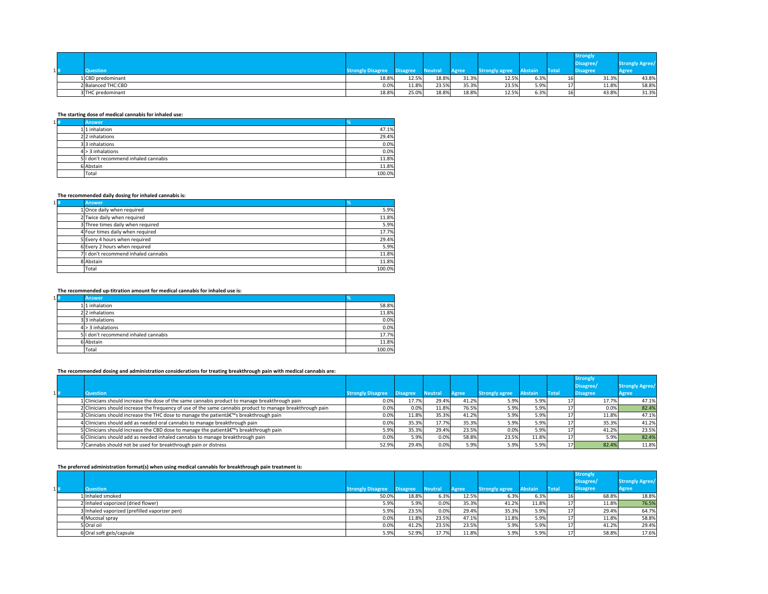| # | Question | Strongly Disagree | Disagree | Neutral | Agree | Strongly agree | Abstain | Total | Strongly Disagree/ Disagree | Strongly Agree/ Agree |
|---|---|---|---|---|---|---|---|---|---|---|
| 1 | CBD predominant | 18.8% | 12.5% | 18.8% | 31.3% | 12.5% | 6.3% | 16 | 31.3% | 43.8% |
| 2 | Balanced THC:CBD | 0.0% | 11.8% | 23.5% | 35.3% | 23.5% | 5.9% | 17 | 11.8% | 58.8% |
| 3 | THC predominant | 18.8% | 25.0% | 18.8% | 18.8% | 12.5% | 6.3% | 16 | 43.8% | 31.3% |

**The starting dose of medical cannabis for inhaled use:**

| # | Answer | % |
|---|---|---|
| 1 | 1 inhalation | 47.1% |
| 2 | 2 inhalations | 29.4% |
| 3 | 3 inhalations | 0.0% |
| 4 | > 3 inhalations | 0.0% |
| 5 | I don't recommend inhaled cannabis | 11.8% |
| 6 | Abstain | 11.8% |
| | Total | 100.0% |

**The recommended daily dosing for inhaled cannabis is:**

| # | Answer | % |
|---|---|---|
| 1 | Once daily when required | 5.9% |
| 2 | Twice daily when required | 11.8% |
| 3 | Three times daily when required | 5.9% |
| 4 | Four times daily when required | 17.7% |
| 5 | Every 4 hours when required | 29.4% |
| 6 | Every 2 hours when required | 5.9% |
| 7 | I don't recommend inhaled cannabis | 11.8% |
| 8 | Abstain | 11.8% |
| | Total | 100.0% |

**The recommended up-titration amount for medical cannabis for inhaled use is:**

| # | Answer | % |
|---|---|---|
| 1 | 1 inhalation | 58.8% |
| 2 | 2 inhalations | 11.8% |
| 3 | 3 inhalations | 0.0% |
| 4 | > 3 inhalations | 0.0% |
| 5 | I don't recommend inhaled cannabis | 17.7% |
| 6 | Abstain | 11.8% |
| | Total | 100.0% |

**The recommended dosing and administration considerations for treating breakthrough pain with medical cannabis are:**

| # | Question | Strongly Disagree | Disagree | Neutral | Agree | Strongly agree | Abstain | Total | Strongly Disagree/ Disagree | Strongly Agree/ Agree |
|---|---|---|---|---|---|---|---|---|---|---|
| 1 | Clinicians should increase the dose of the same cannabis product to manage breakthrough pain | 0.0% | 17.7% | 29.4% | 41.2% | 5.9% | 5.9% | 17 | 17.7% | 47.1% |
| 2 | Clinicians should increase the frequency of use of the same cannabis product to manage breakthrough pain | 0.0% | 0.0% | 11.8% | 76.5% | 5.9% | 5.9% | 17 | 0.0% | 82.4% |
| 3 | Clinicians should increase the THC dose to manage the patientâ€™s breakthrough pain | 0.0% | 11.8% | 35.3% | 41.2% | 5.9% | 5.9% | 17 | 11.8% | 47.1% |
| 4 | Clinicians should add as needed oral cannabis to manage breakthrough pain | 0.0% | 35.3% | 17.7% | 35.3% | 5.9% | 5.9% | 17 | 35.3% | 41.2% |
| 5 | Clinicians should increase the CBD dose to manage the patientâ€™s breakthrough pain | 5.9% | 35.3% | 29.4% | 23.5% | 0.0% | 5.9% | 17 | 41.2% | 23.5% |
| 6 | Clinicians should add as needed inhaled cannabis to manage breakthrough pain | 0.0% | 5.9% | 0.0% | 58.8% | 23.5% | 11.8% | 17 | 5.9% | 82.4% |
| 7 | Cannabis should not be used for breakthrough pain or distress | 52.9% | 29.4% | 0.0% | 5.9% | 5.9% | 5.9% | 17 | 82.4% | 11.8% |

**The preferred administration format(s) when using medical cannabis for breakthrough pain treatment is:**

| # | Question | Strongly Disagree | Disagree | Neutral | Agree | Strongly agree | Abstain | Total | Strongly Disagree/ Disagree | Strongly Agree/ Agree |
|---|---|---|---|---|---|---|---|---|---|---|
| 1 | Inhaled smoked | 50.0% | 18.8% | 6.3% | 12.5% | 6.3% | 6.3% | 16 | 68.8% | 18.8% |
| 2 | Inhaled vaporized (dried flower) | 5.9% | 5.9% | 0.0% | 35.3% | 41.2% | 11.8% | 17 | 11.8% | 76.5% |
| 3 | Inhaled vaporized (prefilled vaporizer pen) | 5.9% | 23.5% | 0.0% | 29.4% | 35.3% | 5.9% | 17 | 29.4% | 64.7% |
| 4 | Mucosal spray | 0.0% | 11.8% | 23.5% | 47.1% | 11.8% | 5.9% | 17 | 11.8% | 58.8% |
| 5 | Oral oil | 0.0% | 41.2% | 23.5% | 23.5% | 5.9% | 5.9% | 17 | 41.2% | 29.4% |
| 6 | Oral soft gels/capsule | 5.9% | 52.9% | 17.7% | 11.8% | 5.9% | 5.9% | 17 | 58.8% | 17.6% |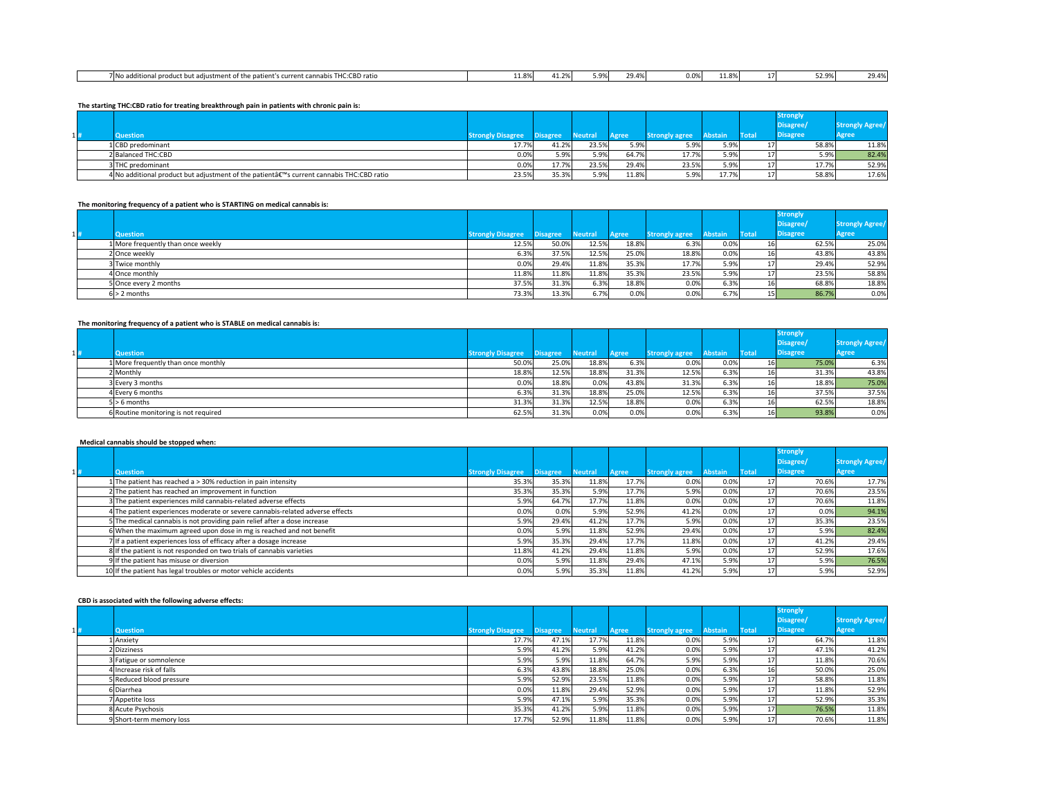| # | Question | Strongly Disagree | Disagree | Neutral | Agree | Strongly agree | Abstain | Total | Strongly Disagree/ Disagree | Strongly Agree/ Agree |
|---|---|---|---|---|---|---|---|---|---|---|
| 7 | No additional product but adjustment of the patient's current cannabis THC:CBD ratio | 11.8% | 41.2% | 5.9% | 29.4% | 0.0% | 11.8% | 17 | 52.9% | 29.4% |

**The starting THC:CBD ratio for treating breakthrough pain in patients with chronic pain is:**

| # | Question | Strongly Disagree | Disagree | Neutral | Agree | Strongly agree | Abstain | Total | Strongly Disagree/ Disagree | Strongly Agree/ Agree |
|---|---|---|---|---|---|---|---|---|---|---|
| 1 | CBD predominant | 17.7% | 41.2% | 23.5% | 5.9% | 5.9% | 5.9% | 17 | 58.8% | 11.8% |
| 2 | Balanced THC:CBD | 0.0% | 5.9% | 5.9% | 64.7% | 17.7% | 5.9% | 17 | 5.9% | 82.4% |
| 3 | THC predominant | 0.0% | 17.7% | 23.5% | 29.4% | 23.5% | 5.9% | 17 | 17.7% | 52.9% |
| 4 | No additional product but adjustment of the patientâ€™s current cannabis THC:CBD ratio | 23.5% | 35.3% | 5.9% | 11.8% | 5.9% | 17.7% | 17 | 58.8% | 17.6% |

**The monitoring frequency of a patient who is STARTING on medical cannabis is:**

| # | Question | Strongly Disagree | Disagree | Neutral | Agree | Strongly agree | Abstain | Total | Strongly Disagree/ Disagree | Strongly Agree/ Agree |
|---|---|---|---|---|---|---|---|---|---|---|
| 1 | More frequently than once weekly | 12.5% | 50.0% | 12.5% | 18.8% | 6.3% | 0.0% | 16 | 62.5% | 25.0% |
| 2 | Once weekly | 6.3% | 37.5% | 12.5% | 25.0% | 18.8% | 0.0% | 16 | 43.8% | 43.8% |
| 3 | Twice monthly | 0.0% | 29.4% | 11.8% | 35.3% | 17.7% | 5.9% | 17 | 29.4% | 52.9% |
| 4 | Once monthly | 11.8% | 11.8% | 11.8% | 35.3% | 23.5% | 5.9% | 17 | 23.5% | 58.8% |
| 5 | Once every 2 months | 37.5% | 31.3% | 6.3% | 18.8% | 0.0% | 6.3% | 16 | 68.8% | 18.8% |
| 6 | > 2 months | 73.3% | 13.3% | 6.7% | 0.0% | 0.0% | 6.7% | 15 | 86.7% | 0.0% |

**The monitoring frequency of a patient who is STABLE on medical cannabis is:**

| # | Question | Strongly Disagree | Disagree | Neutral | Agree | Strongly agree | Abstain | Total | Strongly Disagree/ Disagree | Strongly Agree/ Agree |
|---|---|---|---|---|---|---|---|---|---|---|
| 1 | More frequently than once monthly | 50.0% | 25.0% | 18.8% | 6.3% | 0.0% | 0.0% | 16 | 75.0% | 6.3% |
| 2 | Monthly | 18.8% | 12.5% | 18.8% | 31.3% | 12.5% | 6.3% | 16 | 31.3% | 43.8% |
| 3 | Every 3 months | 0.0% | 18.8% | 0.0% | 43.8% | 31.3% | 6.3% | 16 | 18.8% | 75.0% |
| 4 | Every 6 months | 6.3% | 31.3% | 18.8% | 25.0% | 12.5% | 6.3% | 16 | 37.5% | 37.5% |
| 5 | > 6 months | 31.3% | 31.3% | 12.5% | 18.8% | 0.0% | 6.3% | 16 | 62.5% | 18.8% |
| 6 | Routine monitoring is not required | 62.5% | 31.3% | 0.0% | 0.0% | 0.0% | 6.3% | 16 | 93.8% | 0.0% |

**Medical cannabis should be stopped when:**

| # | Question | Strongly Disagree | Disagree | Neutral | Agree | Strongly agree | Abstain | Total | Strongly Disagree/ Disagree | Strongly Agree/ Agree |
|---|---|---|---|---|---|---|---|---|---|---|
| 1 | The patient has reached a > 30% reduction in pain intensity | 35.3% | 35.3% | 11.8% | 17.7% | 0.0% | 0.0% | 17 | 70.6% | 17.7% |
| 2 | The patient has reached an improvement in function | 35.3% | 35.3% | 5.9% | 17.7% | 5.9% | 0.0% | 17 | 70.6% | 23.5% |
| 3 | The patient experiences mild cannabis-related adverse effects | 5.9% | 64.7% | 17.7% | 11.8% | 0.0% | 0.0% | 17 | 70.6% | 11.8% |
| 4 | The patient experiences moderate or severe cannabis-related adverse effects | 0.0% | 0.0% | 5.9% | 52.9% | 41.2% | 0.0% | 17 | 0.0% | 94.1% |
| 5 | The medical cannabis is not providing pain relief after a dose increase | 5.9% | 29.4% | 41.2% | 17.7% | 5.9% | 0.0% | 17 | 35.3% | 23.5% |
| 6 | When the maximum agreed upon dose in mg is reached and not benefit | 0.0% | 5.9% | 11.8% | 52.9% | 29.4% | 0.0% | 17 | 5.9% | 82.4% |
| 7 | If a patient experiences loss of efficacy after a dosage increase | 5.9% | 35.3% | 29.4% | 17.7% | 11.8% | 0.0% | 17 | 41.2% | 29.4% |
| 8 | If the patient is not responded on two trials of cannabis varieties | 11.8% | 41.2% | 29.4% | 11.8% | 5.9% | 0.0% | 17 | 52.9% | 17.6% |
| 9 | If the patient has misuse or diversion | 0.0% | 5.9% | 11.8% | 29.4% | 47.1% | 5.9% | 17 | 5.9% | 76.5% |
| 10 | If the patient has legal troubles or motor vehicle accidents | 0.0% | 5.9% | 35.3% | 11.8% | 41.2% | 5.9% | 17 | 5.9% | 52.9% |

**CBD is associated with the following adverse effects:**

| # | Question | Strongly Disagree | Disagree | Neutral | Agree | Strongly agree | Abstain | Total | Strongly Disagree/ Disagree | Strongly Agree/ Agree |
|---|---|---|---|---|---|---|---|---|---|---|
| 1 | Anxiety | 17.7% | 47.1% | 17.7% | 11.8% | 0.0% | 5.9% | 17 | 64.7% | 11.8% |
| 2 | Dizziness | 5.9% | 41.2% | 5.9% | 41.2% | 0.0% | 5.9% | 17 | 47.1% | 41.2% |
| 3 | Fatigue or somnolence | 5.9% | 5.9% | 11.8% | 64.7% | 5.9% | 5.9% | 17 | 11.8% | 70.6% |
| 4 | Increase risk of falls | 6.3% | 43.8% | 18.8% | 25.0% | 0.0% | 6.3% | 16 | 50.0% | 25.0% |
| 5 | Reduced blood pressure | 5.9% | 52.9% | 23.5% | 11.8% | 0.0% | 5.9% | 17 | 58.8% | 11.8% |
| 6 | Diarrhea | 0.0% | 11.8% | 29.4% | 52.9% | 0.0% | 5.9% | 17 | 11.8% | 52.9% |
| 7 | Appetite loss | 5.9% | 47.1% | 5.9% | 35.3% | 0.0% | 5.9% | 17 | 52.9% | 35.3% |
| 8 | Acute Psychosis | 35.3% | 41.2% | 5.9% | 11.8% | 0.0% | 5.9% | 17 | 76.5% | 11.8% |
| 9 | Short-term memory loss | 17.7% | 52.9% | 11.8% | 11.8% | 0.0% | 5.9% | 17 | 70.6% | 11.8% |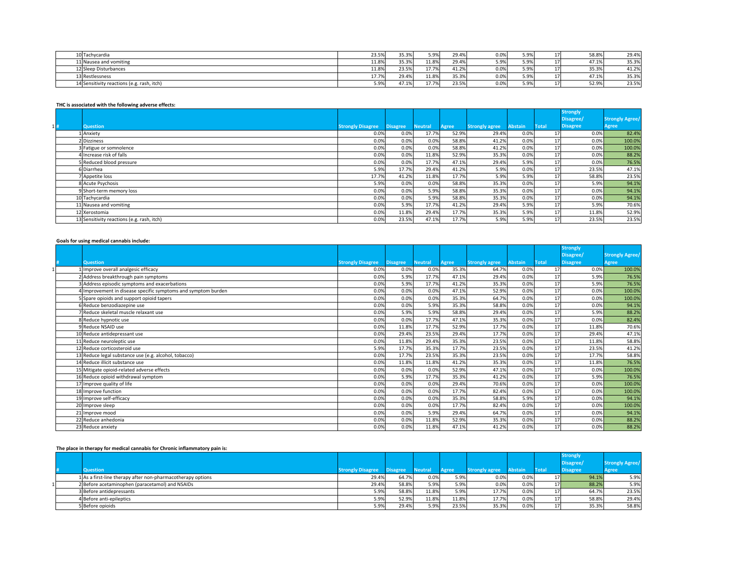| # | Question | Strongly Disagree | Disagree | Neutral | Agree | Strongly agree | Abstain | Total | Strongly Disagree/ Disagree | Strongly Agree/ Agree |
|---|---|---|---|---|---|---|---|---|---|---|
| 10 | Tachycardia | 23.5% | 35.3% | 5.9% | 29.4% | 0.0% | 5.9% | 17 | 58.8% | 29.4% |
| 11 | Nausea and vomiting | 11.8% | 35.3% | 11.8% | 29.4% | 5.9% | 5.9% | 17 | 47.1% | 35.3% |
| 12 | Sleep Disturbances | 11.8% | 23.5% | 17.7% | 41.2% | 0.0% | 5.9% | 17 | 35.3% | 41.2% |
| 13 | Restlessness | 17.7% | 29.4% | 11.8% | 35.3% | 0.0% | 5.9% | 17 | 47.1% | 35.3% |
| 14 | Sensitivity reactions (e.g. rash, itch) | 5.9% | 47.1% | 17.7% | 23.5% | 0.0% | 5.9% | 17 | 52.9% | 23.5% |

**THC is associated with the following adverse effects:**

| # | Question | Strongly Disagree | Disagree | Neutral | Agree | Strongly agree | Abstain | Total | Strongly Disagree/ Disagree | Strongly Agree/ Agree |
|---|---|---|---|---|---|---|---|---|---|---|
| 1 | Anxiety | 0.0% | 0.0% | 17.7% | 52.9% | 29.4% | 0.0% | 17 | 0.0% | 82.4% |
| 2 | Dizziness | 0.0% | 0.0% | 0.0% | 58.8% | 41.2% | 0.0% | 17 | 0.0% | 100.0% |
| 3 | Fatigue or somnolence | 0.0% | 0.0% | 0.0% | 58.8% | 41.2% | 0.0% | 17 | 0.0% | 100.0% |
| 4 | Increase risk of falls | 0.0% | 0.0% | 11.8% | 52.9% | 35.3% | 0.0% | 17 | 0.0% | 88.2% |
| 5 | Reduced blood pressure | 0.0% | 0.0% | 17.7% | 47.1% | 29.4% | 5.9% | 17 | 0.0% | 76.5% |
| 6 | Diarrhea | 5.9% | 17.7% | 29.4% | 41.2% | 5.9% | 0.0% | 17 | 23.5% | 47.1% |
| 7 | Appetite loss | 17.7% | 41.2% | 11.8% | 17.7% | 5.9% | 5.9% | 17 | 58.8% | 23.5% |
| 8 | Acute Psychosis | 5.9% | 0.0% | 0.0% | 58.8% | 35.3% | 0.0% | 17 | 5.9% | 94.1% |
| 9 | Short-term memory loss | 0.0% | 0.0% | 5.9% | 58.8% | 35.3% | 0.0% | 17 | 0.0% | 94.1% |
| 10 | Tachycardia | 0.0% | 0.0% | 5.9% | 58.8% | 35.3% | 0.0% | 17 | 0.0% | 94.1% |
| 11 | Nausea and vomiting | 0.0% | 5.9% | 17.7% | 41.2% | 29.4% | 5.9% | 17 | 5.9% | 70.6% |
| 12 | Xerostomia | 0.0% | 11.8% | 29.4% | 17.7% | 35.3% | 5.9% | 17 | 11.8% | 52.9% |
| 13 | Sensitivity reactions (e.g. rash, itch) | 0.0% | 23.5% | 47.1% | 17.7% | 5.9% | 5.9% | 17 | 23.5% | 23.5% |

**Goals for using medical cannabis include:**

| # | Question | Strongly Disagree | Disagree | Neutral | Agree | Strongly agree | Abstain | Total | Strongly Disagree/ Disagree | Strongly Agree/ Agree |
|---|---|---|---|---|---|---|---|---|---|---|
| 1 | Improve overall analgesic efficacy | 0.0% | 0.0% | 0.0% | 35.3% | 64.7% | 0.0% | 17 | 0.0% | 100.0% |
| 2 | Address breakthrough pain symptoms | 0.0% | 5.9% | 17.7% | 47.1% | 29.4% | 0.0% | 17 | 5.9% | 76.5% |
| 3 | Address episodic symptoms and exacerbations | 0.0% | 5.9% | 17.7% | 41.2% | 35.3% | 0.0% | 17 | 5.9% | 76.5% |
| 4 | Improvement in disease specific symptoms and symptom burden | 0.0% | 0.0% | 0.0% | 47.1% | 52.9% | 0.0% | 17 | 0.0% | 100.0% |
| 5 | Spare opioids and support opioid tapers | 0.0% | 0.0% | 0.0% | 35.3% | 64.7% | 0.0% | 17 | 0.0% | 100.0% |
| 6 | Reduce benzodiazepine use | 0.0% | 0.0% | 5.9% | 35.3% | 58.8% | 0.0% | 17 | 0.0% | 94.1% |
| 7 | Reduce skeletal muscle relaxant use | 0.0% | 5.9% | 5.9% | 58.8% | 29.4% | 0.0% | 17 | 5.9% | 88.2% |
| 8 | Reduce hypnotic use | 0.0% | 0.0% | 17.7% | 47.1% | 35.3% | 0.0% | 17 | 0.0% | 82.4% |
| 9 | Reduce NSAID use | 0.0% | 11.8% | 17.7% | 52.9% | 17.7% | 0.0% | 17 | 11.8% | 70.6% |
| 10 | Reduce antidepressant use | 0.0% | 29.4% | 23.5% | 29.4% | 17.7% | 0.0% | 17 | 29.4% | 47.1% |
| 11 | Reduce neuroleptic use | 0.0% | 11.8% | 29.4% | 35.3% | 23.5% | 0.0% | 17 | 11.8% | 58.8% |
| 12 | Reduce corticosteroid use | 5.9% | 17.7% | 35.3% | 17.7% | 23.5% | 0.0% | 17 | 23.5% | 41.2% |
| 13 | Reduce legal substance use (e.g. alcohol, tobacco) | 0.0% | 17.7% | 23.5% | 35.3% | 23.5% | 0.0% | 17 | 17.7% | 58.8% |
| 14 | Reduce illicit substance use | 0.0% | 11.8% | 11.8% | 41.2% | 35.3% | 0.0% | 17 | 11.8% | 76.5% |
| 15 | Mitigate opioid-related adverse effects | 0.0% | 0.0% | 0.0% | 52.9% | 47.1% | 0.0% | 17 | 0.0% | 100.0% |
| 16 | Reduce opioid withdrawal symptom | 0.0% | 5.9% | 17.7% | 35.3% | 41.2% | 0.0% | 17 | 5.9% | 76.5% |
| 17 | Improve quality of life | 0.0% | 0.0% | 0.0% | 29.4% | 70.6% | 0.0% | 17 | 0.0% | 100.0% |
| 18 | Improve function | 0.0% | 0.0% | 0.0% | 17.7% | 82.4% | 0.0% | 17 | 0.0% | 100.0% |
| 19 | Improve self-efficacy | 0.0% | 0.0% | 0.0% | 35.3% | 58.8% | 5.9% | 17 | 0.0% | 94.1% |
| 20 | Improve sleep | 0.0% | 0.0% | 0.0% | 17.7% | 82.4% | 0.0% | 17 | 0.0% | 100.0% |
| 21 | Improve mood | 0.0% | 0.0% | 5.9% | 29.4% | 64.7% | 0.0% | 17 | 0.0% | 94.1% |
| 22 | Reduce anhedonia | 0.0% | 0.0% | 11.8% | 52.9% | 35.3% | 0.0% | 17 | 0.0% | 88.2% |
| 23 | Reduce anxiety | 0.0% | 0.0% | 11.8% | 47.1% | 41.2% | 0.0% | 17 | 0.0% | 88.2% |

**The place in therapy for medical cannabis for Chronic inflammatory pain is:**

| # | Question | Strongly Disagree | Disagree | Neutral | Agree | Strongly agree | Abstain | Total | Strongly Disagree/ Disagree | Strongly Agree/ Agree |
|---|---|---|---|---|---|---|---|---|---|---|
| 1 | As a first-line therapy after non-pharmacotherapy options | 29.4% | 64.7% | 0.0% | 5.9% | 0.0% | 0.0% | 17 | 94.1% | 5.9% |
| 2 | Before acetaminophen (paracetamol) and NSAIDs | 29.4% | 58.8% | 5.9% | 5.9% | 0.0% | 0.0% | 17 | 88.2% | 5.9% |
| 3 | Before antidepressants | 5.9% | 58.8% | 11.8% | 5.9% | 17.7% | 0.0% | 17 | 64.7% | 23.5% |
| 4 | Before anti-epileptics | 5.9% | 52.9% | 11.8% | 11.8% | 17.7% | 0.0% | 17 | 58.8% | 29.4% |
| 5 | Before opioids | 5.9% | 29.4% | 5.9% | 23.5% | 35.3% | 0.0% | 17 | 35.3% | 58.8% |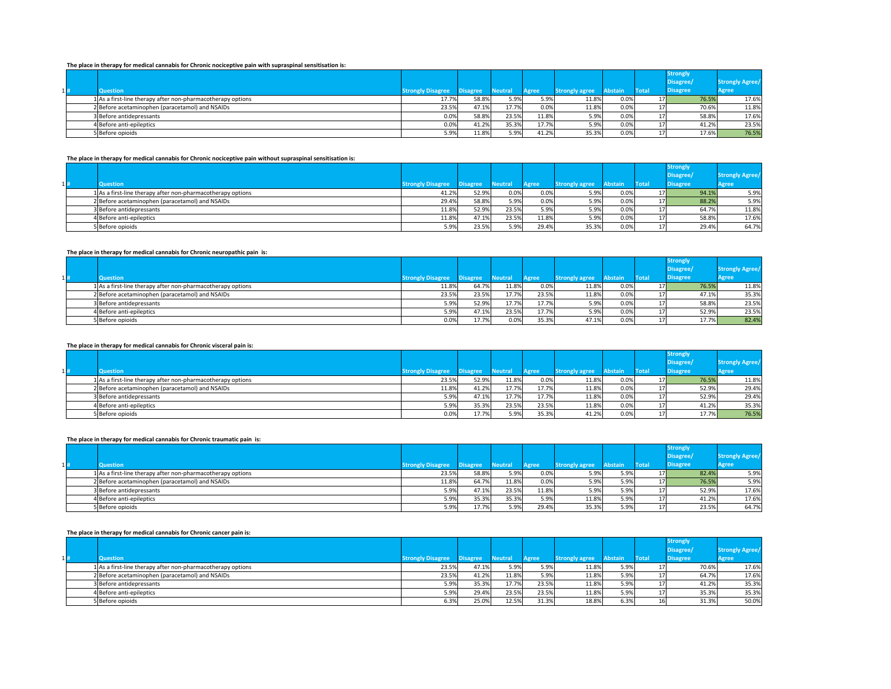**The place in therapy for medical cannabis for Chronic nociceptive pain with supraspinal sensitisation is:**

| # | Question | Strongly Disagree | Disagree | Neutral | Agree | Strongly agree | Abstain | Total | Strongly Disagree/ Disagree | Strongly Agree/ Agree |
|---|---|---|---|---|---|---|---|---|---|---|
| 1 | As a first-line therapy after non-pharmacotherapy options | 17.7% | 58.8% | 5.9% | 5.9% | 11.8% | 0.0% | 17 | 76.5% | 17.6% |
| 2 | Before acetaminophen (paracetamol) and NSAIDs | 23.5% | 47.1% | 17.7% | 0.0% | 11.8% | 0.0% | 17 | 70.6% | 11.8% |
| 3 | Before antidepressants | 0.0% | 58.8% | 23.5% | 11.8% | 5.9% | 0.0% | 17 | 58.8% | 17.6% |
| 4 | Before anti-epileptics | 0.0% | 41.2% | 35.3% | 17.7% | 5.9% | 0.0% | 17 | 41.2% | 23.5% |
| 5 | Before opioids | 5.9% | 11.8% | 5.9% | 41.2% | 35.3% | 0.0% | 17 | 17.6% | 76.5% |

**The place in therapy for medical cannabis for Chronic nociceptive pain without supraspinal sensitisation is:**

| # | Question | Strongly Disagree | Disagree | Neutral | Agree | Strongly agree | Abstain | Total | Strongly Disagree/ Disagree | Strongly Agree/ Agree |
|---|---|---|---|---|---|---|---|---|---|---|
| 1 | As a first-line therapy after non-pharmacotherapy options | 41.2% | 52.9% | 0.0% | 0.0% | 5.9% | 0.0% | 17 | 94.1% | 5.9% |
| 2 | Before acetaminophen (paracetamol) and NSAIDs | 29.4% | 58.8% | 5.9% | 0.0% | 5.9% | 0.0% | 17 | 88.2% | 5.9% |
| 3 | Before antidepressants | 11.8% | 52.9% | 23.5% | 5.9% | 5.9% | 0.0% | 17 | 64.7% | 11.8% |
| 4 | Before anti-epileptics | 11.8% | 47.1% | 23.5% | 11.8% | 5.9% | 0.0% | 17 | 58.8% | 17.6% |
| 5 | Before opioids | 5.9% | 23.5% | 5.9% | 29.4% | 35.3% | 0.0% | 17 | 29.4% | 64.7% |

**The place in therapy for medical cannabis for Chronic neuropathic pain is:**

| # | Question | Strongly Disagree | Disagree | Neutral | Agree | Strongly agree | Abstain | Total | Strongly Disagree/ Disagree | Strongly Agree/ Agree |
|---|---|---|---|---|---|---|---|---|---|---|
| 1 | As a first-line therapy after non-pharmacotherapy options | 11.8% | 64.7% | 11.8% | 0.0% | 11.8% | 0.0% | 17 | 76.5% | 11.8% |
| 2 | Before acetaminophen (paracetamol) and NSAIDs | 23.5% | 23.5% | 17.7% | 23.5% | 11.8% | 0.0% | 17 | 47.1% | 35.3% |
| 3 | Before antidepressants | 5.9% | 52.9% | 17.7% | 17.7% | 5.9% | 0.0% | 17 | 58.8% | 23.5% |
| 4 | Before anti-epileptics | 5.9% | 47.1% | 23.5% | 17.7% | 5.9% | 0.0% | 17 | 52.9% | 23.5% |
| 5 | Before opioids | 0.0% | 17.7% | 0.0% | 35.3% | 47.1% | 0.0% | 17 | 17.7% | 82.4% |

**The place in therapy for medical cannabis for Chronic visceral pain is:**

| # | Question | Strongly Disagree | Disagree | Neutral | Agree | Strongly agree | Abstain | Total | Strongly Disagree/ Disagree | Strongly Agree/ Agree |
|---|---|---|---|---|---|---|---|---|---|---|
| 1 | As a first-line therapy after non-pharmacotherapy options | 23.5% | 52.9% | 11.8% | 0.0% | 11.8% | 0.0% | 17 | 76.5% | 11.8% |
| 2 | Before acetaminophen (paracetamol) and NSAIDs | 11.8% | 41.2% | 17.7% | 17.7% | 11.8% | 0.0% | 17 | 52.9% | 29.4% |
| 3 | Before antidepressants | 5.9% | 47.1% | 17.7% | 17.7% | 11.8% | 0.0% | 17 | 52.9% | 29.4% |
| 4 | Before anti-epileptics | 5.9% | 35.3% | 23.5% | 23.5% | 11.8% | 0.0% | 17 | 41.2% | 35.3% |
| 5 | Before opioids | 0.0% | 17.7% | 5.9% | 35.3% | 41.2% | 0.0% | 17 | 17.7% | 76.5% |

**The place in therapy for medical cannabis for Chronic traumatic pain is:**

| # | Question | Strongly Disagree | Disagree | Neutral | Agree | Strongly agree | Abstain | Total | Strongly Disagree/ Disagree | Strongly Agree/ Agree |
|---|---|---|---|---|---|---|---|---|---|---|
| 1 | As a first-line therapy after non-pharmacotherapy options | 23.5% | 58.8% | 5.9% | 0.0% | 5.9% | 5.9% | 17 | 82.4% | 5.9% |
| 2 | Before acetaminophen (paracetamol) and NSAIDs | 11.8% | 64.7% | 11.8% | 0.0% | 5.9% | 5.9% | 17 | 76.5% | 5.9% |
| 3 | Before antidepressants | 5.9% | 47.1% | 23.5% | 11.8% | 5.9% | 5.9% | 17 | 52.9% | 17.6% |
| 4 | Before anti-epileptics | 5.9% | 35.3% | 35.3% | 5.9% | 11.8% | 5.9% | 17 | 41.2% | 17.6% |
| 5 | Before opioids | 5.9% | 17.7% | 5.9% | 29.4% | 35.3% | 5.9% | 17 | 23.5% | 64.7% |

**The place in therapy for medical cannabis for Chronic cancer pain is:**

| # | Question | Strongly Disagree | Disagree | Neutral | Agree | Strongly agree | Abstain | Total | Strongly Disagree/ Disagree | Strongly Agree/ Agree |
|---|---|---|---|---|---|---|---|---|---|---|
| 1 | As a first-line therapy after non-pharmacotherapy options | 23.5% | 47.1% | 5.9% | 5.9% | 11.8% | 5.9% | 17 | 70.6% | 17.6% |
| 2 | Before acetaminophen (paracetamol) and NSAIDs | 23.5% | 41.2% | 11.8% | 5.9% | 11.8% | 5.9% | 17 | 64.7% | 17.6% |
| 3 | Before antidepressants | 5.9% | 35.3% | 17.7% | 23.5% | 11.8% | 5.9% | 17 | 41.2% | 35.3% |
| 4 | Before anti-epileptics | 5.9% | 29.4% | 23.5% | 23.5% | 11.8% | 5.9% | 17 | 35.3% | 35.3% |
| 5 | Before opioids | 6.3% | 25.0% | 12.5% | 31.3% | 18.8% | 6.3% | 16 | 31.3% | 50.0% |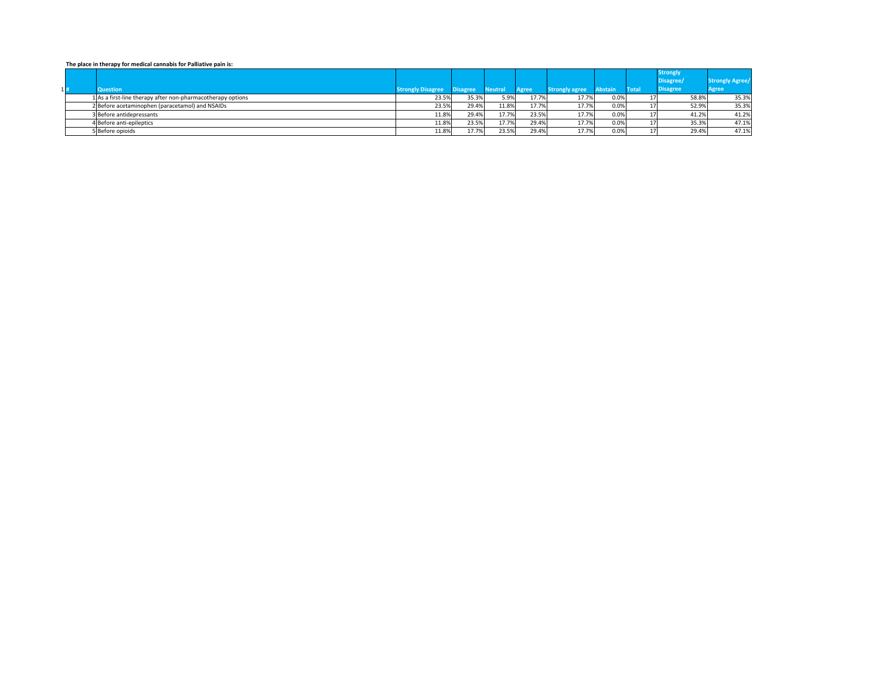**The place in therapy for medical cannabis for Palliative pain is:**

| # | Question | Strongly Disagree | Disagree | Neutral | Agree | Strongly agree | Abstain | Total | Strongly Disagree/ Disagree | Strongly Agree/ Agree |
|---|---|---|---|---|---|---|---|---|---|---|
| 1 | As a first-line therapy after non-pharmacotherapy options | 23.5% | 35.3% | 5.9% | 17.7% | 17.7% | 0.0% | 17 | 58.8% | 35.3% |
| 2 | Before acetaminophen (paracetamol) and NSAIDs | 23.5% | 29.4% | 11.8% | 17.7% | 17.7% | 0.0% | 17 | 52.9% | 35.3% |
| 3 | Before antidepressants | 11.8% | 29.4% | 17.7% | 23.5% | 17.7% | 0.0% | 17 | 41.2% | 41.2% |
| 4 | Before anti-epileptics | 11.8% | 23.5% | 17.7% | 29.4% | 17.7% | 0.0% | 17 | 35.3% | 47.1% |
| 5 | Before opioids | 11.8% | 17.7% | 23.5% | 29.4% | 17.7% | 0.0% | 17 | 29.4% | 47.1% |